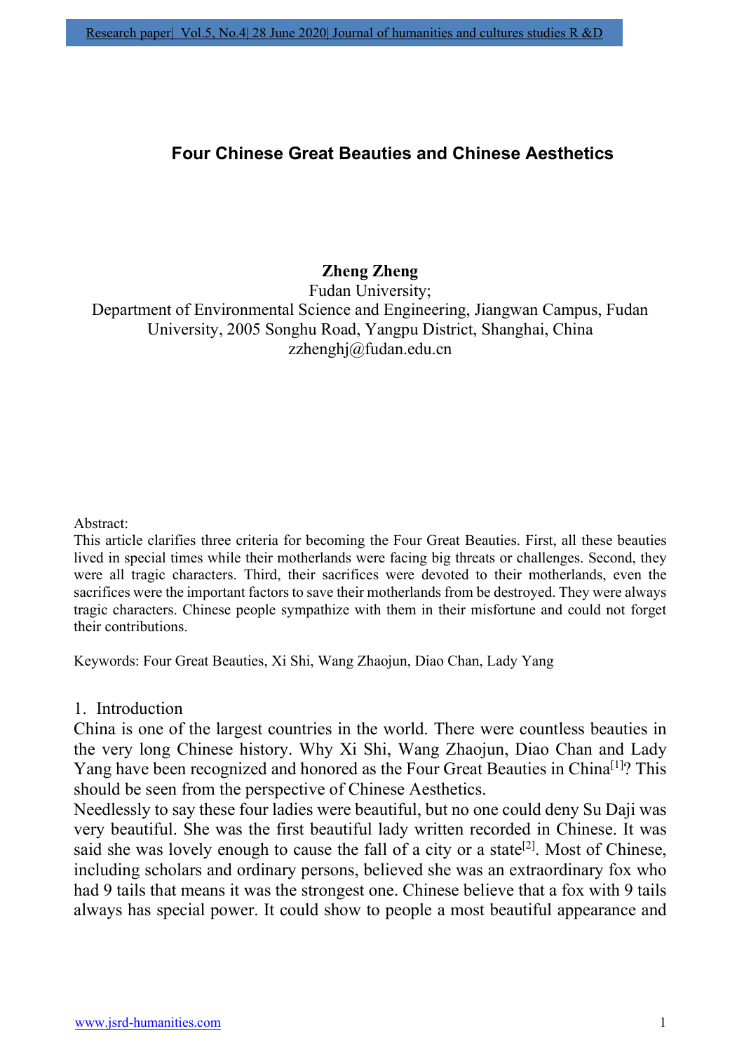# Four Chinese Great Beauties and Chinese Aesthetics

**Zheng Zheng**
Fudan University;
Department of Environmental Science and Engineering, Jiangwan Campus, Fudan University, 2005 Songhu Road, Yangpu District, Shanghai, China
zzhenghj@fudan.edu.cn

Abstract:
This article clarifies three criteria for becoming the Four Great Beauties. First, all these beauties lived in special times while their motherlands were facing big threats or challenges. Second, they were all tragic characters. Third, their sacrifices were devoted to their motherlands, even the sacrifices were the important factors to save their motherlands from be destroyed. They were always tragic characters. Chinese people sympathize with them in their misfortune and could not forget their contributions.

Keywords: Four Great Beauties, Xi Shi, Wang Zhaojun, Diao Chan, Lady Yang

## 1. Introduction

China is one of the largest countries in the world. There were countless beauties in the very long Chinese history. Why Xi Shi, Wang Zhaojun, Diao Chan and Lady Yang have been recognized and honored as the Four Great Beauties in China[1]? This should be seen from the perspective of Chinese Aesthetics.
Needlessly to say these four ladies were beautiful, but no one could deny Su Daji was very beautiful. She was the first beautiful lady written recorded in Chinese. It was said she was lovely enough to cause the fall of a city or a state[2]. Most of Chinese, including scholars and ordinary persons, believed she was an extraordinary fox who had 9 tails that means it was the strongest one. Chinese believe that a fox with 9 tails always has special power. It could show to people a most beautiful appearance and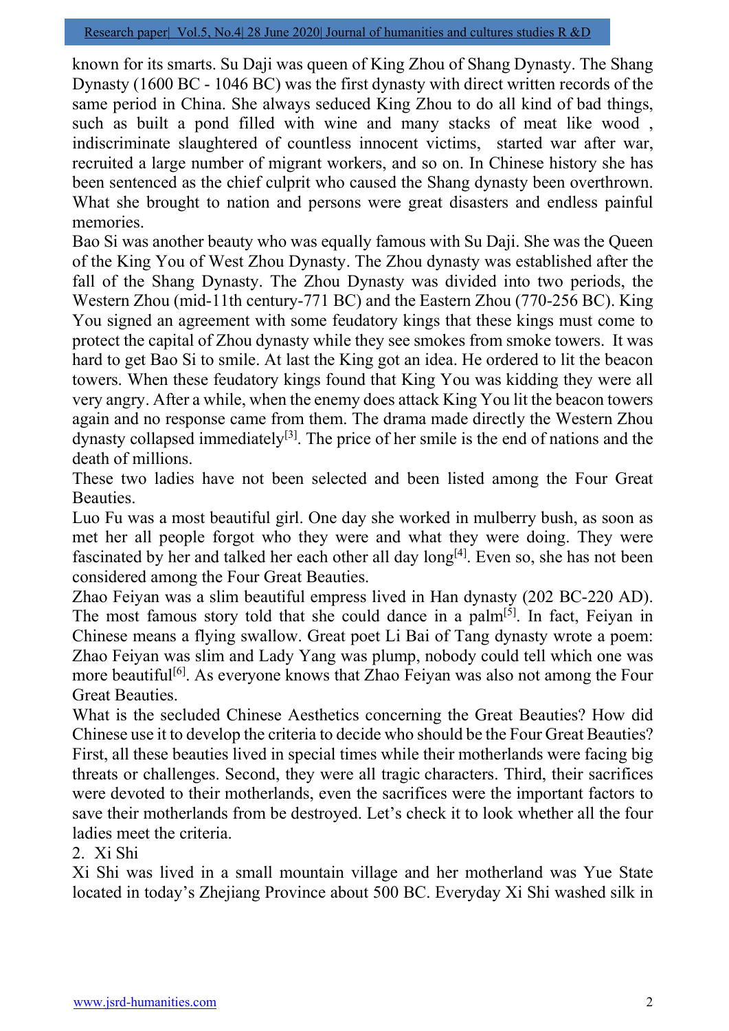known for its smarts. Su Daji was queen of King Zhou of Shang Dynasty. The Shang Dynasty (1600 BC - 1046 BC) was the first dynasty with direct written records of the same period in China. She always seduced King Zhou to do all kind of bad things, such as built a pond filled with wine and many stacks of meat like wood , indiscriminate slaughtered of countless innocent victims, started war after war, recruited a large number of migrant workers, and so on. In Chinese history she has been sentenced as the chief culprit who caused the Shang dynasty been overthrown. What she brought to nation and persons were great disasters and endless painful memories.

Bao Si was another beauty who was equally famous with Su Daji. She was the Queen of the King You of West Zhou Dynasty. The Zhou dynasty was established after the fall of the Shang Dynasty. The Zhou Dynasty was divided into two periods, the Western Zhou (mid-11th century-771 BC) and the Eastern Zhou (770-256 BC). King You signed an agreement with some feudatory kings that these kings must come to protect the capital of Zhou dynasty while they see smokes from smoke towers. It was hard to get Bao Si to smile. At last the King got an idea. He ordered to lit the beacon towers. When these feudatory kings found that King You was kidding they were all very angry. After a while, when the enemy does attack King You lit the beacon towers again and no response came from them. The drama made directly the Western Zhou dynasty collapsed immediately[3]. The price of her smile is the end of nations and the death of millions.

These two ladies have not been selected and been listed among the Four Great Beauties.

Luo Fu was a most beautiful girl. One day she worked in mulberry bush, as soon as met her all people forgot who they were and what they were doing. They were fascinated by her and talked her each other all day long[4]. Even so, she has not been considered among the Four Great Beauties.

Zhao Feiyan was a slim beautiful empress lived in Han dynasty (202 BC-220 AD). The most famous story told that she could dance in a palm[5]. In fact, Feiyan in Chinese means a flying swallow. Great poet Li Bai of Tang dynasty wrote a poem: Zhao Feiyan was slim and Lady Yang was plump, nobody could tell which one was more beautiful[6]. As everyone knows that Zhao Feiyan was also not among the Four Great Beauties.

What is the secluded Chinese Aesthetics concerning the Great Beauties? How did Chinese use it to develop the criteria to decide who should be the Four Great Beauties? First, all these beauties lived in special times while their motherlands were facing big threats or challenges. Second, they were all tragic characters. Third, their sacrifices were devoted to their motherlands, even the sacrifices were the important factors to save their motherlands from be destroyed. Let's check it to look whether all the four ladies meet the criteria.

## 2. Xi Shi

Xi Shi was lived in a small mountain village and her motherland was Yue State located in today's Zhejiang Province about 500 BC. Everyday Xi Shi washed silk in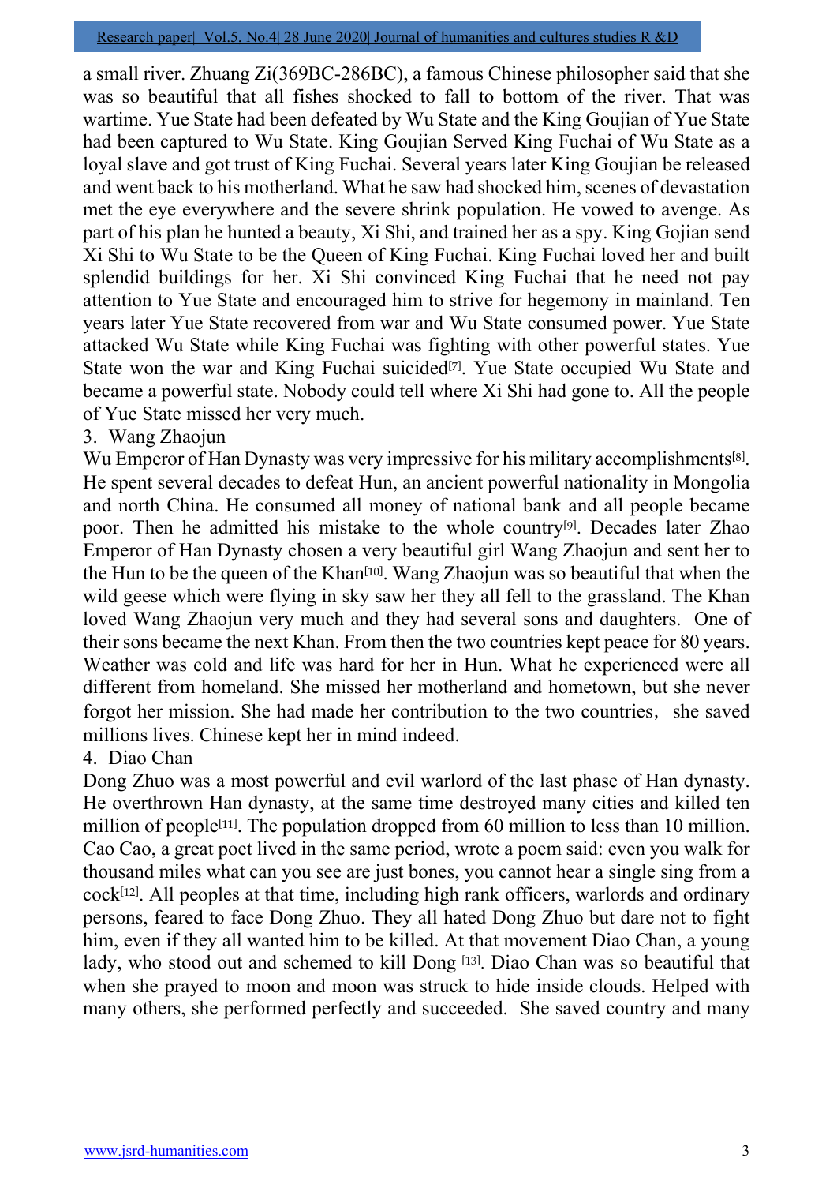a small river. Zhuang Zi(369BC-286BC), a famous Chinese philosopher said that she was so beautiful that all fishes shocked to fall to bottom of the river. That was wartime. Yue State had been defeated by Wu State and the King Goujian of Yue State had been captured to Wu State. King Goujian Served King Fuchai of Wu State as a loyal slave and got trust of King Fuchai. Several years later King Goujian be released and went back to his motherland. What he saw had shocked him, scenes of devastation met the eye everywhere and the severe shrink population. He vowed to avenge. As part of his plan he hunted a beauty, Xi Shi, and trained her as a spy. King Gojian send Xi Shi to Wu State to be the Queen of King Fuchai. King Fuchai loved her and built splendid buildings for her. Xi Shi convinced King Fuchai that he need not pay attention to Yue State and encouraged him to strive for hegemony in mainland. Ten years later Yue State recovered from war and Wu State consumed power. Yue State attacked Wu State while King Fuchai was fighting with other powerful states. Yue State won the war and King Fuchai suicided[7]. Yue State occupied Wu State and became a powerful state. Nobody could tell where Xi Shi had gone to. All the people of Yue State missed her very much.

3. Wang Zhaojun

Wu Emperor of Han Dynasty was very impressive for his military accomplishments[8]. He spent several decades to defeat Hun, an ancient powerful nationality in Mongolia and north China. He consumed all money of national bank and all people became poor. Then he admitted his mistake to the whole country[9]. Decades later Zhao Emperor of Han Dynasty chosen a very beautiful girl Wang Zhaojun and sent her to the Hun to be the queen of the Khan[10]. Wang Zhaojun was so beautiful that when the wild geese which were flying in sky saw her they all fell to the grassland. The Khan loved Wang Zhaojun very much and they had several sons and daughters. One of their sons became the next Khan. From then the two countries kept peace for 80 years. Weather was cold and life was hard for her in Hun. What he experienced were all different from homeland. She missed her motherland and hometown, but she never forgot her mission. She had made her contribution to the two countries，she saved millions lives. Chinese kept her in mind indeed.

4. Diao Chan

Dong Zhuo was a most powerful and evil warlord of the last phase of Han dynasty. He overthrown Han dynasty, at the same time destroyed many cities and killed ten million of people[11]. The population dropped from 60 million to less than 10 million. Cao Cao, a great poet lived in the same period, wrote a poem said: even you walk for thousand miles what can you see are just bones, you cannot hear a single sing from a cock[12]. All peoples at that time, including high rank officers, warlords and ordinary persons, feared to face Dong Zhuo. They all hated Dong Zhuo but dare not to fight him, even if they all wanted him to be killed. At that movement Diao Chan, a young lady, who stood out and schemed to kill Dong [13]. Diao Chan was so beautiful that when she prayed to moon and moon was struck to hide inside clouds. Helped with many others, she performed perfectly and succeeded. She saved country and many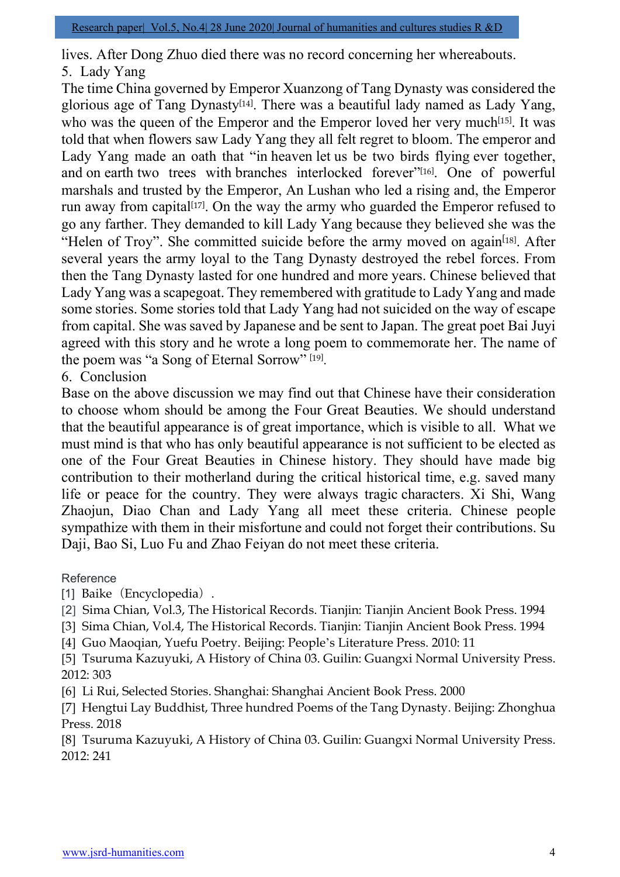lives. After Dong Zhuo died there was no record concerning her whereabouts.

5. Lady Yang

The time China governed by Emperor Xuanzong of Tang Dynasty was considered the glorious age of Tang Dynasty[14]. There was a beautiful lady named as Lady Yang, who was the queen of the Emperor and the Emperor loved her very much[15]. It was told that when flowers saw Lady Yang they all felt regret to bloom. The emperor and Lady Yang made an oath that "in heaven let us be two birds flying ever together, and on earth two trees with branches interlocked forever"[16]. One of powerful marshals and trusted by the Emperor, An Lushan who led a rising and, the Emperor run away from capital[17]. On the way the army who guarded the Emperor refused to go any farther. They demanded to kill Lady Yang because they believed she was the "Helen of Troy". She committed suicide before the army moved on again[18]. After several years the army loyal to the Tang Dynasty destroyed the rebel forces. From then the Tang Dynasty lasted for one hundred and more years. Chinese believed that Lady Yang was a scapegoat. They remembered with gratitude to Lady Yang and made some stories. Some stories told that Lady Yang had not suicided on the way of escape from capital. She was saved by Japanese and be sent to Japan. The great poet Bai Juyi agreed with this story and he wrote a long poem to commemorate her. The name of the poem was "a Song of Eternal Sorrow" [19].

6. Conclusion

Base on the above discussion we may find out that Chinese have their consideration to choose whom should be among the Four Great Beauties. We should understand that the beautiful appearance is of great importance, which is visible to all. What we must mind is that who has only beautiful appearance is not sufficient to be elected as one of the Four Great Beauties in Chinese history. They should have made big contribution to their motherland during the critical historical time, e.g. saved many life or peace for the country. They were always tragic characters. Xi Shi, Wang Zhaojun, Diao Chan and Lady Yang all meet these criteria. Chinese people sympathize with them in their misfortune and could not forget their contributions. Su Daji, Bao Si, Luo Fu and Zhao Feiyan do not meet these criteria.

Reference

[1] Baike（Encyclopedia）.

[2] Sima Chian, Vol.3, The Historical Records. Tianjin: Tianjin Ancient Book Press. 1994

[3] Sima Chian, Vol.4, The Historical Records. Tianjin: Tianjin Ancient Book Press. 1994

[4] Guo Maoqian, Yuefu Poetry. Beijing: People's Literature Press. 2010: 11

[5] Tsuruma Kazuyuki, A History of China 03. Guilin: Guangxi Normal University Press. 2012: 303

[6] Li Rui, Selected Stories. Shanghai: Shanghai Ancient Book Press. 2000

[7] Hengtui Lay Buddhist, Three hundred Poems of the Tang Dynasty. Beijing: Zhonghua Press. 2018

[8] Tsuruma Kazuyuki, A History of China 03. Guilin: Guangxi Normal University Press. 2012: 241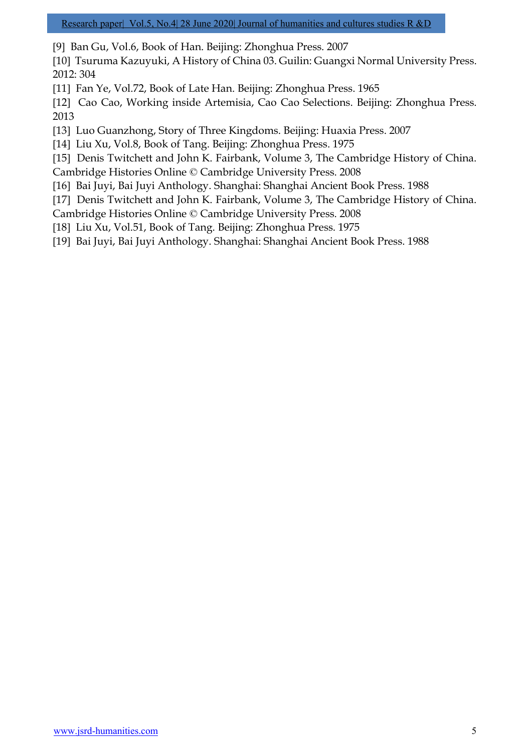[9] Ban Gu, Vol.6, Book of Han. Beijing: Zhonghua Press. 2007

[10] Tsuruma Kazuyuki, A History of China 03. Guilin: Guangxi Normal University Press. 2012: 304

[11] Fan Ye, Vol.72, Book of Late Han. Beijing: Zhonghua Press. 1965

[12] Cao Cao, Working inside Artemisia, Cao Cao Selections. Beijing: Zhonghua Press. 2013

[13] Luo Guanzhong, Story of Three Kingdoms. Beijing: Huaxia Press. 2007

[14] Liu Xu, Vol.8, Book of Tang. Beijing: Zhonghua Press. 1975

[15] Denis Twitchett and John K. Fairbank, Volume 3, The Cambridge History of China. Cambridge Histories Online © Cambridge University Press. 2008

[16] Bai Juyi, Bai Juyi Anthology. Shanghai: Shanghai Ancient Book Press. 1988

[17] Denis Twitchett and John K. Fairbank, Volume 3, The Cambridge History of China. Cambridge Histories Online © Cambridge University Press. 2008

[18] Liu Xu, Vol.51, Book of Tang. Beijing: Zhonghua Press. 1975

[19] Bai Juyi, Bai Juyi Anthology. Shanghai: Shanghai Ancient Book Press. 1988